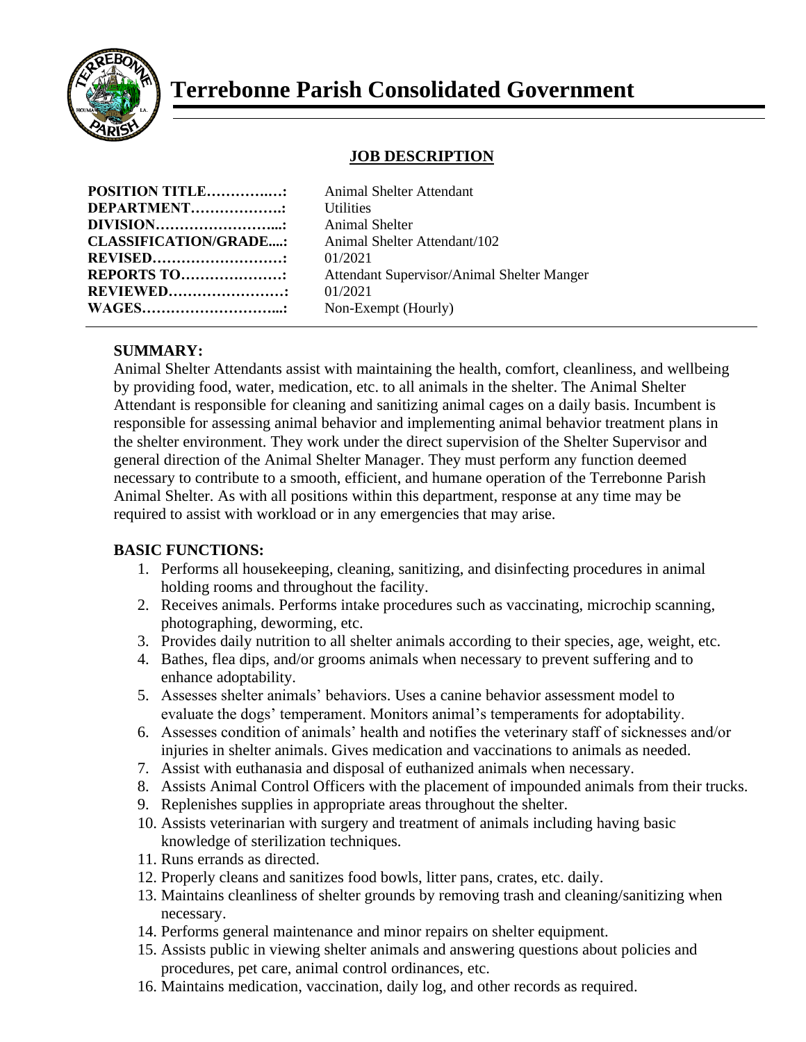# Terrebonne Parish Consolidated Government

## JOB DESCRIPTION

| | |
|---|---|
| **POSITION TITLE…………..…:** | Animal Shelter Attendant |
| **DEPARTMENT……………….:** | Utilities |
| **DIVISION……………………...:** | Animal Shelter |
| **CLASSIFICATION/GRADE....:** | Animal Shelter Attendant/102 |
| **REVISED………………………:** | 01/2021 |
| **REPORTS TO…………………:** | Attendant Supervisor/Animal Shelter Manger |
| **REVIEWED……………………:** | 01/2021 |
| **WAGES………………………...:** | Non-Exempt (Hourly) |

**SUMMARY:**

Animal Shelter Attendants assist with maintaining the health, comfort, cleanliness, and wellbeing by providing food, water, medication, etc. to all animals in the shelter. The Animal Shelter Attendant is responsible for cleaning and sanitizing animal cages on a daily basis. Incumbent is responsible for assessing animal behavior and implementing animal behavior treatment plans in the shelter environment. They work under the direct supervision of the Shelter Supervisor and general direction of the Animal Shelter Manager. They must perform any function deemed necessary to contribute to a smooth, efficient, and humane operation of the Terrebonne Parish Animal Shelter. As with all positions within this department, response at any time may be required to assist with workload or in any emergencies that may arise.

**BASIC FUNCTIONS:**

1. Performs all housekeeping, cleaning, sanitizing, and disinfecting procedures in animal holding rooms and throughout the facility.
2. Receives animals. Performs intake procedures such as vaccinating, microchip scanning, photographing, deworming, etc.
3. Provides daily nutrition to all shelter animals according to their species, age, weight, etc.
4. Bathes, flea dips, and/or grooms animals when necessary to prevent suffering and to enhance adoptability.
5. Assesses shelter animals' behaviors. Uses a canine behavior assessment model to evaluate the dogs' temperament. Monitors animal's temperaments for adoptability.
6. Assesses condition of animals' health and notifies the veterinary staff of sicknesses and/or injuries in shelter animals. Gives medication and vaccinations to animals as needed.
7. Assist with euthanasia and disposal of euthanized animals when necessary.
8. Assists Animal Control Officers with the placement of impounded animals from their trucks.
9. Replenishes supplies in appropriate areas throughout the shelter.
10. Assists veterinarian with surgery and treatment of animals including having basic knowledge of sterilization techniques.
11. Runs errands as directed.
12. Properly cleans and sanitizes food bowls, litter pans, crates, etc. daily.
13. Maintains cleanliness of shelter grounds by removing trash and cleaning/sanitizing when necessary.
14. Performs general maintenance and minor repairs on shelter equipment.
15. Assists public in viewing shelter animals and answering questions about policies and procedures, pet care, animal control ordinances, etc.
16. Maintains medication, vaccination, daily log, and other records as required.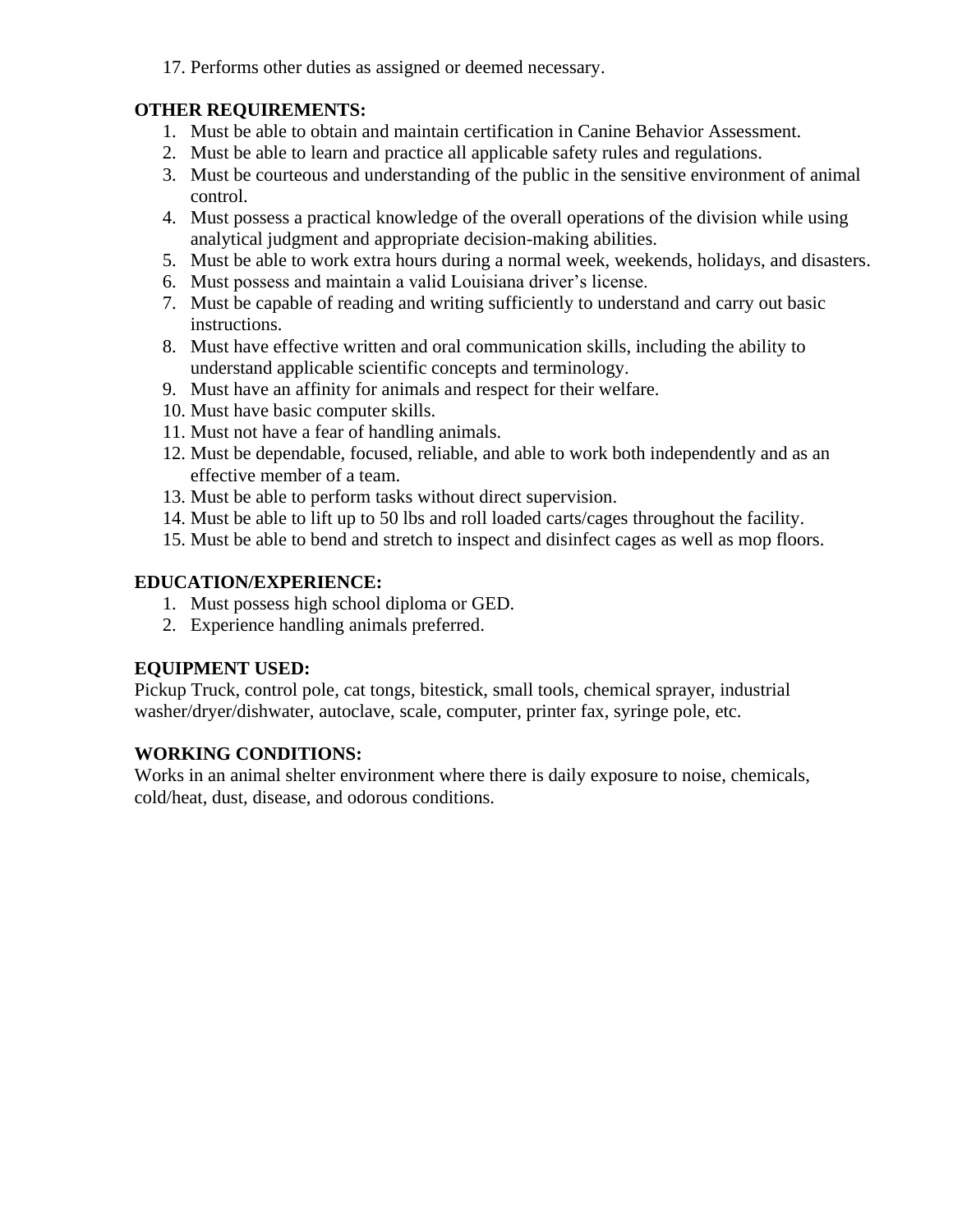17. Performs other duties as assigned or deemed necessary.

**OTHER REQUIREMENTS:**

1. Must be able to obtain and maintain certification in Canine Behavior Assessment.
2. Must be able to learn and practice all applicable safety rules and regulations.
3. Must be courteous and understanding of the public in the sensitive environment of animal control.
4. Must possess a practical knowledge of the overall operations of the division while using analytical judgment and appropriate decision-making abilities.
5. Must be able to work extra hours during a normal week, weekends, holidays, and disasters.
6. Must possess and maintain a valid Louisiana driver's license.
7. Must be capable of reading and writing sufficiently to understand and carry out basic instructions.
8. Must have effective written and oral communication skills, including the ability to understand applicable scientific concepts and terminology.
9. Must have an affinity for animals and respect for their welfare.
10. Must have basic computer skills.
11. Must not have a fear of handling animals.
12. Must be dependable, focused, reliable, and able to work both independently and as an effective member of a team.
13. Must be able to perform tasks without direct supervision.
14. Must be able to lift up to 50 lbs and roll loaded carts/cages throughout the facility.
15. Must be able to bend and stretch to inspect and disinfect cages as well as mop floors.

**EDUCATION/EXPERIENCE:**

1. Must possess high school diploma or GED.
2. Experience handling animals preferred.

**EQUIPMENT USED:**

Pickup Truck, control pole, cat tongs, bitestick, small tools, chemical sprayer, industrial washer/dryer/dishwater, autoclave, scale, computer, printer fax, syringe pole, etc.

**WORKING CONDITIONS:**

Works in an animal shelter environment where there is daily exposure to noise, chemicals, cold/heat, dust, disease, and odorous conditions.